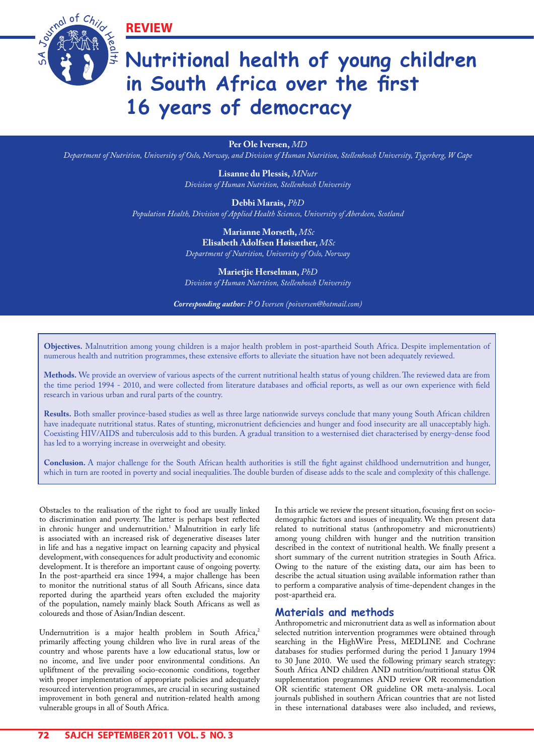REVIEW

# Nutritional health of young children in South Africa over the first 16 years of democracy

**Per Ole Iversen,** *MD*
*Department of Nutrition, University of Oslo, Norway, and Division of Human Nutrition, Stellenbosch University, Tygerberg, W Cape*

**Lisanne du Plessis,** *MNutr*
*Division of Human Nutrition, Stellenbosch University*

**Debbi Marais,** *PhD*
*Population Health, Division of Applied Health Sciences, University of Aberdeen, Scotland*

**Marianne Morseth,** *MSc*
**Elisabeth Adolfsen Høisæther,** *MSc*
*Department of Nutrition, University of Oslo, Norway*

**Marietjie Herselman,** *PhD*
*Division of Human Nutrition, Stellenbosch University*

***Corresponding author:*** *P O Iversen (poiversen@hotmail.com)*

**Objectives.** Malnutrition among young children is a major health problem in post-apartheid South Africa. Despite implementation of numerous health and nutrition programmes, these extensive efforts to alleviate the situation have not been adequately reviewed.

**Methods.** We provide an overview of various aspects of the current nutritional health status of young children. The reviewed data are from the time period 1994 - 2010, and were collected from literature databases and official reports, as well as our own experience with field research in various urban and rural parts of the country.

**Results.** Both smaller province-based studies as well as three large nationwide surveys conclude that many young South African children have inadequate nutritional status. Rates of stunting, micronutrient deficiencies and hunger and food insecurity are all unacceptably high. Coexisting HIV/AIDS and tuberculosis add to this burden. A gradual transition to a westernised diet characterised by energy-dense food has led to a worrying increase in overweight and obesity.

**Conclusion.** A major challenge for the South African health authorities is still the fight against childhood undernutrition and hunger, which in turn are rooted in poverty and social inequalities. The double burden of disease adds to the scale and complexity of this challenge.

Obstacles to the realisation of the right to food are usually linked to discrimination and poverty. The latter is perhaps best reflected in chronic hunger and undernutrition.[1] Malnutrition in early life is associated with an increased risk of degenerative diseases later in life and has a negative impact on learning capacity and physical development, with consequences for adult productivity and economic development. It is therefore an important cause of ongoing poverty. In the post-apartheid era since 1994, a major challenge has been to monitor the nutritional status of all South Africans, since data reported during the apartheid years often excluded the majority of the population, namely mainly black South Africans as well as coloureds and those of Asian/Indian descent.

Undernutrition is a major health problem in South Africa,[2] primarily affecting young children who live in rural areas of the country and whose parents have a low educational status, low or no income, and live under poor environmental conditions. An upliftment of the prevailing socio-economic conditions, together with proper implementation of appropriate policies and adequately resourced intervention programmes, are crucial in securing sustained improvement in both general and nutrition-related health among vulnerable groups in all of South Africa.

In this article we review the present situation, focusing first on socio-demographic factors and issues of inequality. We then present data related to nutritional status (anthropometry and micronutrients) among young children with hunger and the nutrition transition described in the context of nutritional health. We finally present a short summary of the current nutrition strategies in South Africa. Owing to the nature of the existing data, our aim has been to describe the actual situation using available information rather than to perform a comparative analysis of time-dependent changes in the post-apartheid era.

## Materials and methods

Anthropometric and micronutrient data as well as information about selected nutrition intervention programmes were obtained through searching in the HighWire Press, MEDLINE and Cochrane databases for studies performed during the period 1 January 1994 to 30 June 2010. We used the following primary search strategy: South Africa AND children AND nutrition/nutritional status OR supplementation programmes AND review OR recommendation OR scientific statement OR guideline OR meta-analysis. Local journals published in southern African countries that are not listed in these international databases were also included, and reviews,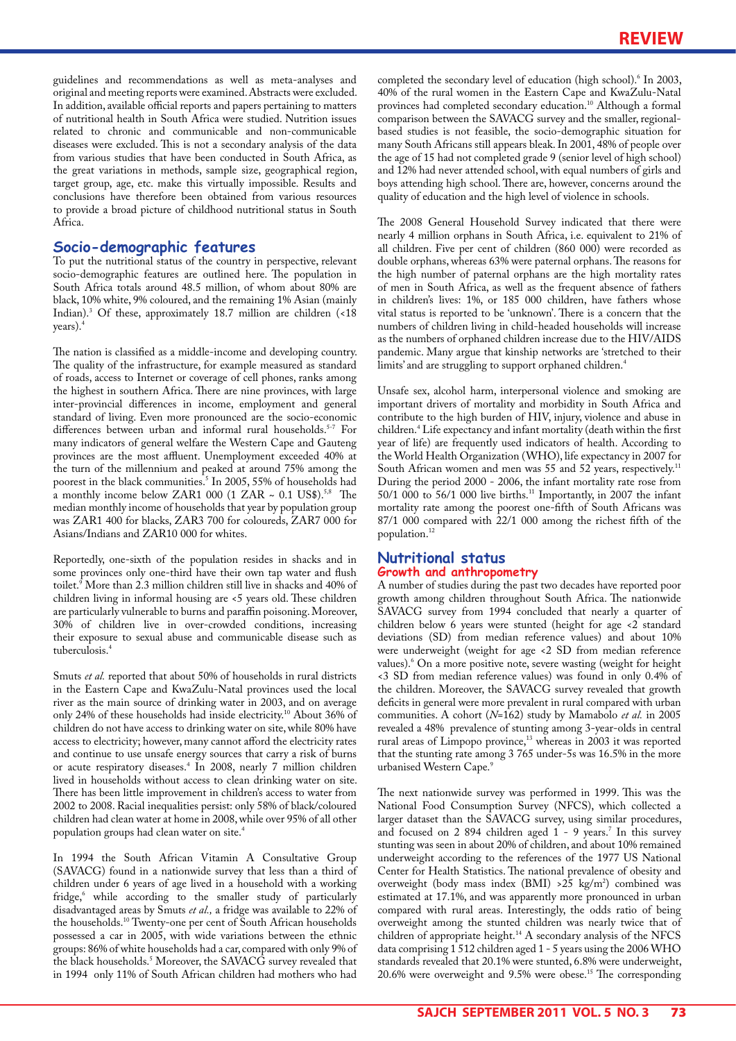guidelines and recommendations as well as meta-analyses and original and meeting reports were examined. Abstracts were excluded. In addition, available official reports and papers pertaining to matters of nutritional health in South Africa were studied. Nutrition issues related to chronic and communicable and non-communicable diseases were excluded. This is not a secondary analysis of the data from various studies that have been conducted in South Africa, as the great variations in methods, sample size, geographical region, target group, age, etc. make this virtually impossible. Results and conclusions have therefore been obtained from various resources to provide a broad picture of childhood nutritional status in South Africa.

## Socio-demographic features

To put the nutritional status of the country in perspective, relevant socio-demographic features are outlined here. The population in South Africa totals around 48.5 million, of whom about 80% are black, 10% white, 9% coloured, and the remaining 1% Asian (mainly Indian).[3] Of these, approximately 18.7 million are children (<18 years).[4]

The nation is classified as a middle-income and developing country. The quality of the infrastructure, for example measured as standard of roads, access to Internet or coverage of cell phones, ranks among the highest in southern Africa. There are nine provinces, with large inter-provincial differences in income, employment and general standard of living. Even more pronounced are the socio-economic differences between urban and informal rural households.[5-7] For many indicators of general welfare the Western Cape and Gauteng provinces are the most affluent. Unemployment exceeded 40% at the turn of the millennium and peaked at around 75% among the poorest in the black communities.[5] In 2005, 55% of households had a monthly income below ZAR1 000 (1 ZAR ~ 0.1 US$).[5,8] The median monthly income of households that year by population group was ZAR1 400 for blacks, ZAR3 700 for coloureds, ZAR7 000 for Asians/Indians and ZAR10 000 for whites.

Reportedly, one-sixth of the population resides in shacks and in some provinces only one-third have their own tap water and flush toilet.[9] More than 2.3 million children still live in shacks and 40% of children living in informal housing are <5 years old. These children are particularly vulnerable to burns and paraffin poisoning. Moreover, 30% of children live in over-crowded conditions, increasing their exposure to sexual abuse and communicable disease such as tuberculosis.[4]

Smuts *et al.* reported that about 50% of households in rural districts in the Eastern Cape and KwaZulu-Natal provinces used the local river as the main source of drinking water in 2003, and on average only 24% of these households had inside electricity.[10] About 36% of children do not have access to drinking water on site, while 80% have access to electricity; however, many cannot afford the electricity rates and continue to use unsafe energy sources that carry a risk of burns or acute respiratory diseases.[4] In 2008, nearly 7 million children lived in households without access to clean drinking water on site. There has been little improvement in children's access to water from 2002 to 2008. Racial inequalities persist: only 58% of black/coloured children had clean water at home in 2008, while over 95% of all other population groups had clean water on site.[4]

In 1994 the South African Vitamin A Consultative Group (SAVACG) found in a nationwide survey that less than a third of children under 6 years of age lived in a household with a working fridge,[6] while according to the smaller study of particularly disadvantaged areas by Smuts *et al.,* a fridge was available to 22% of the households.[10] Twenty-one per cent of South African households possessed a car in 2005, with wide variations between the ethnic groups: 86% of white households had a car, compared with only 9% of the black households.[5] Moreover, the SAVACG survey revealed that in 1994 only 11% of South African children had mothers who had completed the secondary level of education (high school).[6] In 2003, 40% of the rural women in the Eastern Cape and KwaZulu-Natal provinces had completed secondary education.[10] Although a formal comparison between the SAVACG survey and the smaller, regional-based studies is not feasible, the socio-demographic situation for many South Africans still appears bleak. In 2001, 48% of people over the age of 15 had not completed grade 9 (senior level of high school) and 12% had never attended school, with equal numbers of girls and boys attending high school. There are, however, concerns around the quality of education and the high level of violence in schools.

The 2008 General Household Survey indicated that there were nearly 4 million orphans in South Africa, i.e. equivalent to 21% of all children. Five per cent of children (860 000) were recorded as double orphans, whereas 63% were paternal orphans. The reasons for the high number of paternal orphans are the high mortality rates of men in South Africa, as well as the frequent absence of fathers in children's lives: 1%, or 185 000 children, have fathers whose vital status is reported to be 'unknown'. There is a concern that the numbers of children living in child-headed households will increase as the numbers of orphaned children increase due to the HIV/AIDS pandemic. Many argue that kinship networks are 'stretched to their limits' and are struggling to support orphaned children.[4]

Unsafe sex, alcohol harm, interpersonal violence and smoking are important drivers of mortality and morbidity in South Africa and contribute to the high burden of HIV, injury, violence and abuse in children.[4] Life expectancy and infant mortality (death within the first year of life) are frequently used indicators of health. According to the World Health Organization (WHO), life expectancy in 2007 for South African women and men was 55 and 52 years, respectively.[11] During the period 2000 - 2006, the infant mortality rate rose from 50/1 000 to 56/1 000 live births.[11] Importantly, in 2007 the infant mortality rate among the poorest one-fifth of South Africans was 87/1 000 compared with 22/1 000 among the richest fifth of the population.[12]

## Nutritional status

### Growth and anthropometry

A number of studies during the past two decades have reported poor growth among children throughout South Africa. The nationwide SAVACG survey from 1994 concluded that nearly a quarter of children below 6 years were stunted (height for age <2 standard deviations (SD) from median reference values) and about 10% were underweight (weight for age <2 SD from median reference values).[6] On a more positive note, severe wasting (weight for height <3 SD from median reference values) was found in only 0.4% of the children. Moreover, the SAVACG survey revealed that growth deficits in general were more prevalent in rural compared with urban communities. A cohort (*N*=162) study by Mamabolo *et al.* in 2005 revealed a 48% prevalence of stunting among 3-year-olds in central rural areas of Limpopo province,[13] whereas in 2003 it was reported that the stunting rate among 3 765 under-5s was 16.5% in the more urbanised Western Cape.[9]

The next nationwide survey was performed in 1999. This was the National Food Consumption Survey (NFCS), which collected a larger dataset than the SAVACG survey, using similar procedures, and focused on 2 894 children aged 1 - 9 years.[7] In this survey stunting was seen in about 20% of children, and about 10% remained underweight according to the references of the 1977 US National Center for Health Statistics. The national prevalence of obesity and overweight (body mass index (BMI) >25 kg/m$^2$) combined was estimated at 17.1%, and was apparently more pronounced in urban compared with rural areas. Interestingly, the odds ratio of being overweight among the stunted children was nearly twice that of children of appropriate height.[14] A secondary analysis of the NFCS data comprising 1 512 children aged 1 - 5 years using the 2006 WHO standards revealed that 20.1% were stunted, 6.8% were underweight, 20.6% were overweight and 9.5% were obese.[15] The corresponding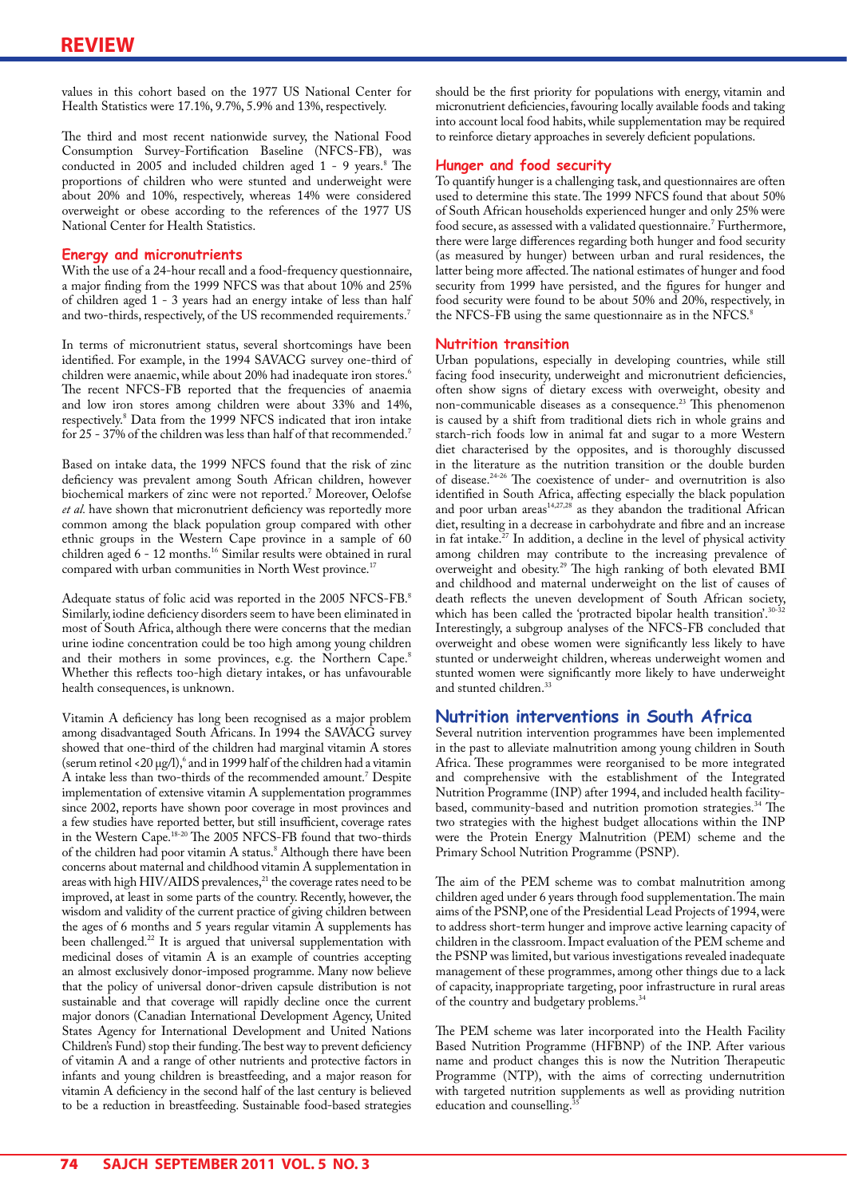values in this cohort based on the 1977 US National Center for Health Statistics were 17.1%, 9.7%, 5.9% and 13%, respectively.

The third and most recent nationwide survey, the National Food Consumption Survey-Fortification Baseline (NFCS-FB), was conducted in 2005 and included children aged 1 - 9 years.[8] The proportions of children who were stunted and underweight were about 20% and 10%, respectively, whereas 14% were considered overweight or obese according to the references of the 1977 US National Center for Health Statistics.

## Energy and micronutrients

With the use of a 24-hour recall and a food-frequency questionnaire, a major finding from the 1999 NFCS was that about 10% and 25% of children aged 1 - 3 years had an energy intake of less than half and two-thirds, respectively, of the US recommended requirements.[7]

In terms of micronutrient status, several shortcomings have been identified. For example, in the 1994 SAVACG survey one-third of children were anaemic, while about 20% had inadequate iron stores.[6] The recent NFCS-FB reported that the frequencies of anaemia and low iron stores among children were about 33% and 14%, respectively.[8] Data from the 1999 NFCS indicated that iron intake for 25 - 37% of the children was less than half of that recommended.[7]

Based on intake data, the 1999 NFCS found that the risk of zinc deficiency was prevalent among South African children, however biochemical markers of zinc were not reported.[7] Moreover, Oelofse *et al.* have shown that micronutrient deficiency was reportedly more common among the black population group compared with other ethnic groups in the Western Cape province in a sample of 60 children aged 6 - 12 months.[16] Similar results were obtained in rural compared with urban communities in North West province.[17]

Adequate status of folic acid was reported in the 2005 NFCS-FB.[8] Similarly, iodine deficiency disorders seem to have been eliminated in most of South Africa, although there were concerns that the median urine iodine concentration could be too high among young children and their mothers in some provinces, e.g. the Northern Cape.[8] Whether this reflects too-high dietary intakes, or has unfavourable health consequences, is unknown.

Vitamin A deficiency has long been recognised as a major problem among disadvantaged South Africans. In 1994 the SAVACG survey showed that one-third of the children had marginal vitamin A stores (serum retinol <20 μg/l),[6] and in 1999 half of the children had a vitamin A intake less than two-thirds of the recommended amount.[7] Despite implementation of extensive vitamin A supplementation programmes since 2002, reports have shown poor coverage in most provinces and a few studies have reported better, but still insufficient, coverage rates in the Western Cape.[18-20] The 2005 NFCS-FB found that two-thirds of the children had poor vitamin A status.[8] Although there have been concerns about maternal and childhood vitamin A supplementation in areas with high HIV/AIDS prevalences,[21] the coverage rates need to be improved, at least in some parts of the country. Recently, however, the wisdom and validity of the current practice of giving children between the ages of 6 months and 5 years regular vitamin A supplements has been challenged.[22] It is argued that universal supplementation with medicinal doses of vitamin A is an example of countries accepting an almost exclusively donor-imposed programme. Many now believe that the policy of universal donor-driven capsule distribution is not sustainable and that coverage will rapidly decline once the current major donors (Canadian International Development Agency, United States Agency for International Development and United Nations Children's Fund) stop their funding. The best way to prevent deficiency of vitamin A and a range of other nutrients and protective factors in infants and young children is breastfeeding, and a major reason for vitamin A deficiency in the second half of the last century is believed to be a reduction in breastfeeding. Sustainable food-based strategies should be the first priority for populations with energy, vitamin and micronutrient deficiencies, favouring locally available foods and taking into account local food habits, while supplementation may be required to reinforce dietary approaches in severely deficient populations.

## Hunger and food security

To quantify hunger is a challenging task, and questionnaires are often used to determine this state. The 1999 NFCS found that about 50% of South African households experienced hunger and only 25% were food secure, as assessed with a validated questionnaire.[7] Furthermore, there were large differences regarding both hunger and food security (as measured by hunger) between urban and rural residences, the latter being more affected. The national estimates of hunger and food security from 1999 have persisted, and the figures for hunger and food security were found to be about 50% and 20%, respectively, in the NFCS-FB using the same questionnaire as in the NFCS.[8]

## Nutrition transition

Urban populations, especially in developing countries, while still facing food insecurity, underweight and micronutrient deficiencies, often show signs of dietary excess with overweight, obesity and non-communicable diseases as a consequence.[23] This phenomenon is caused by a shift from traditional diets rich in whole grains and starch-rich foods low in animal fat and sugar to a more Western diet characterised by the opposites, and is thoroughly discussed in the literature as the nutrition transition or the double burden of disease.[24-26] The coexistence of under- and overnutrition is also identified in South Africa, affecting especially the black population and poor urban areas[14,27,28] as they abandon the traditional African diet, resulting in a decrease in carbohydrate and fibre and an increase in fat intake.[27] In addition, a decline in the level of physical activity among children may contribute to the increasing prevalence of overweight and obesity.[29] The high ranking of both elevated BMI and childhood and maternal underweight on the list of causes of death reflects the uneven development of South African society, which has been called the 'protracted bipolar health transition'.[30-32] Interestingly, a subgroup analyses of the NFCS-FB concluded that overweight and obese women were significantly less likely to have stunted or underweight children, whereas underweight women and stunted women were significantly more likely to have underweight and stunted children.[33]

## Nutrition interventions in South Africa

Several nutrition intervention programmes have been implemented in the past to alleviate malnutrition among young children in South Africa. These programmes were reorganised to be more integrated and comprehensive with the establishment of the Integrated Nutrition Programme (INP) after 1994, and included health facility-based, community-based and nutrition promotion strategies.[34] The two strategies with the highest budget allocations within the INP were the Protein Energy Malnutrition (PEM) scheme and the Primary School Nutrition Programme (PSNP).

The aim of the PEM scheme was to combat malnutrition among children aged under 6 years through food supplementation. The main aims of the PSNP, one of the Presidential Lead Projects of 1994, were to address short-term hunger and improve active learning capacity of children in the classroom. Impact evaluation of the PEM scheme and the PSNP was limited, but various investigations revealed inadequate management of these programmes, among other things due to a lack of capacity, inappropriate targeting, poor infrastructure in rural areas of the country and budgetary problems.[34]

The PEM scheme was later incorporated into the Health Facility Based Nutrition Programme (HFBNP) of the INP. After various name and product changes this is now the Nutrition Therapeutic Programme (NTP), with the aims of correcting undernutrition with targeted nutrition supplements as well as providing nutrition education and counselling.[35]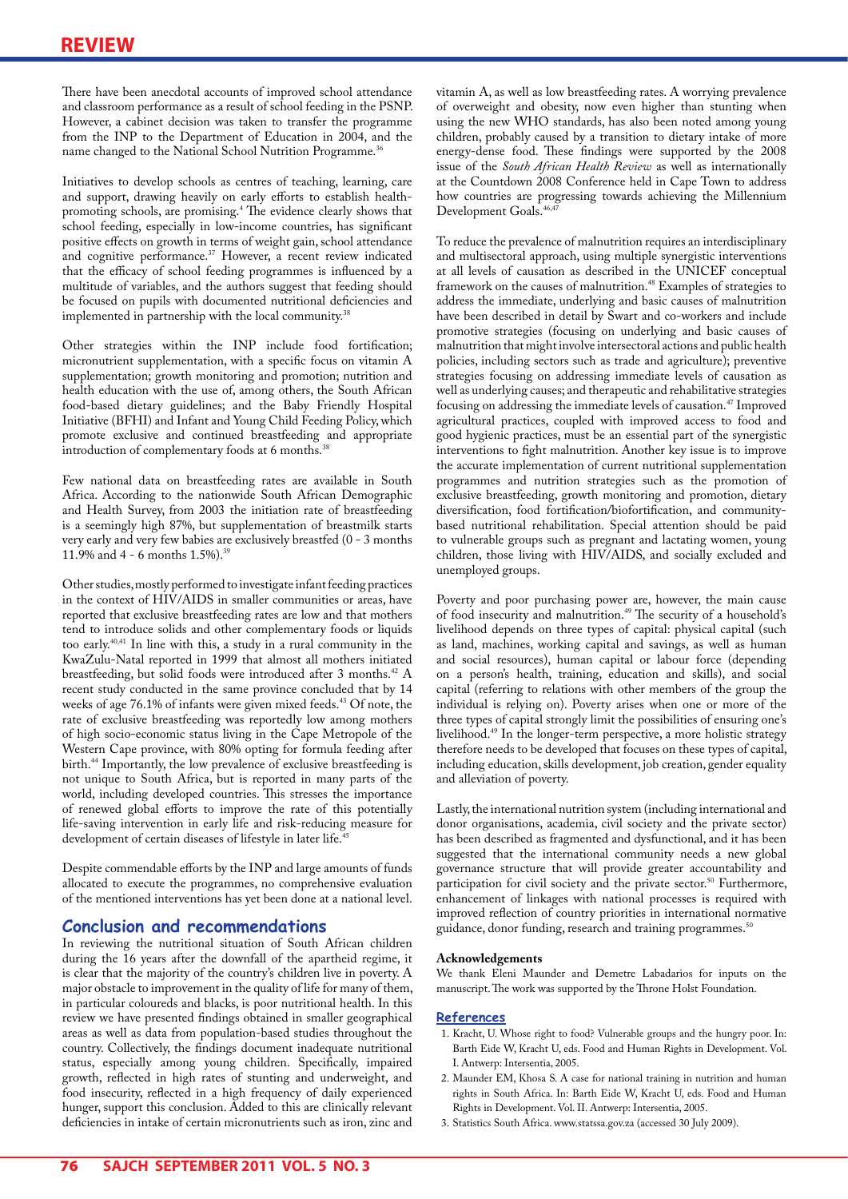There have been anecdotal accounts of improved school attendance and classroom performance as a result of school feeding in the PSNP. However, a cabinet decision was taken to transfer the programme from the INP to the Department of Education in 2004, and the name changed to the National School Nutrition Programme.[36]

Initiatives to develop schools as centres of teaching, learning, care and support, drawing heavily on early efforts to establish health-promoting schools, are promising.[4] The evidence clearly shows that school feeding, especially in low-income countries, has significant positive effects on growth in terms of weight gain, school attendance and cognitive performance.[37] However, a recent review indicated that the efficacy of school feeding programmes is influenced by a multitude of variables, and the authors suggest that feeding should be focused on pupils with documented nutritional deficiencies and implemented in partnership with the local community.[38]

Other strategies within the INP include food fortification; micronutrient supplementation, with a specific focus on vitamin A supplementation; growth monitoring and promotion; nutrition and health education with the use of, among others, the South African food-based dietary guidelines; and the Baby Friendly Hospital Initiative (BFHI) and Infant and Young Child Feeding Policy, which promote exclusive and continued breastfeeding and appropriate introduction of complementary foods at 6 months.[38]

Few national data on breastfeeding rates are available in South Africa. According to the nationwide South African Demographic and Health Survey, from 2003 the initiation rate of breastfeeding is a seemingly high 87%, but supplementation of breastmilk starts very early and very few babies are exclusively breastfed (0 - 3 months 11.9% and 4 - 6 months 1.5%).[39]

Other studies, mostly performed to investigate infant feeding practices in the context of HIV/AIDS in smaller communities or areas, have reported that exclusive breastfeeding rates are low and that mothers tend to introduce solids and other complementary foods or liquids too early.[40,41] In line with this, a study in a rural community in the KwaZulu-Natal reported in 1999 that almost all mothers initiated breastfeeding, but solid foods were introduced after 3 months.[42] A recent study conducted in the same province concluded that by 14 weeks of age 76.1% of infants were given mixed feeds.[43] Of note, the rate of exclusive breastfeeding was reportedly low among mothers of high socio-economic status living in the Cape Metropole of the Western Cape province, with 80% opting for formula feeding after birth.[44] Importantly, the low prevalence of exclusive breastfeeding is not unique to South Africa, but is reported in many parts of the world, including developed countries. This stresses the importance of renewed global efforts to improve the rate of this potentially life-saving intervention in early life and risk-reducing measure for development of certain diseases of lifestyle in later life.[45]

Despite commendable efforts by the INP and large amounts of funds allocated to execute the programmes, no comprehensive evaluation of the mentioned interventions has yet been done at a national level.

## Conclusion and recommendations

In reviewing the nutritional situation of South African children during the 16 years after the downfall of the apartheid regime, it is clear that the majority of the country's children live in poverty. A major obstacle to improvement in the quality of life for many of them, in particular coloureds and blacks, is poor nutritional health. In this review we have presented findings obtained in smaller geographical areas as well as data from population-based studies throughout the country. Collectively, the findings document inadequate nutritional status, especially among young children. Specifically, impaired growth, reflected in high rates of stunting and underweight, and food insecurity, reflected in a high frequency of daily experienced hunger, support this conclusion. Added to this are clinically relevant deficiencies in intake of certain micronutrients such as iron, zinc and vitamin A, as well as low breastfeeding rates. A worrying prevalence of overweight and obesity, now even higher than stunting when using the new WHO standards, has also been noted among young children, probably caused by a transition to dietary intake of more energy-dense food. These findings were supported by the 2008 issue of the *South African Health Review* as well as internationally at the Countdown 2008 Conference held in Cape Town to address how countries are progressing towards achieving the Millennium Development Goals.[46,47]

To reduce the prevalence of malnutrition requires an interdisciplinary and multisectoral approach, using multiple synergistic interventions at all levels of causation as described in the UNICEF conceptual framework on the causes of malnutrition.[48] Examples of strategies to address the immediate, underlying and basic causes of malnutrition have been described in detail by Swart and co-workers and include promotive strategies (focusing on underlying and basic causes of malnutrition that might involve intersectoral actions and public health policies, including sectors such as trade and agriculture); preventive strategies focusing on addressing immediate levels of causation as well as underlying causes; and therapeutic and rehabilitative strategies focusing on addressing the immediate levels of causation.[47] Improved agricultural practices, coupled with improved access to food and good hygienic practices, must be an essential part of the synergistic interventions to fight malnutrition. Another key issue is to improve the accurate implementation of current nutritional supplementation programmes and nutrition strategies such as the promotion of exclusive breastfeeding, growth monitoring and promotion, dietary diversification, food fortification/biofortification, and community-based nutritional rehabilitation. Special attention should be paid to vulnerable groups such as pregnant and lactating women, young children, those living with HIV/AIDS, and socially excluded and unemployed groups.

Poverty and poor purchasing power are, however, the main cause of food insecurity and malnutrition.[49] The security of a household's livelihood depends on three types of capital: physical capital (such as land, machines, working capital and savings, as well as human and social resources), human capital or labour force (depending on a person's health, training, education and skills), and social capital (referring to relations with other members of the group the individual is relying on). Poverty arises when one or more of the three types of capital strongly limit the possibilities of ensuring one's livelihood.[49] In the longer-term perspective, a more holistic strategy therefore needs to be developed that focuses on these types of capital, including education, skills development, job creation, gender equality and alleviation of poverty.

Lastly, the international nutrition system (including international and donor organisations, academia, civil society and the private sector) has been described as fragmented and dysfunctional, and it has been suggested that the international community needs a new global governance structure that will provide greater accountability and participation for civil society and the private sector.[50] Furthermore, enhancement of linkages with national processes is required with improved reflection of country priorities in international normative guidance, donor funding, research and training programmes.[50]

### Acknowledgements

We thank Eleni Maunder and Demetre Labadarios for inputs on the manuscript. The work was supported by the Throne Holst Foundation.

## References

1. Kracht, U. Whose right to food? Vulnerable groups and the hungry poor. In: Barth Eide W, Kracht U, eds. Food and Human Rights in Development. Vol. I. Antwerp: Intersentia, 2005.
2. Maunder EM, Khosa S. A case for national training in nutrition and human rights in South Africa. In: Barth Eide W, Kracht U, eds. Food and Human Rights in Development. Vol. II. Antwerp: Intersentia, 2005.
3. Statistics South Africa. www.statssa.gov.za (accessed 30 July 2009).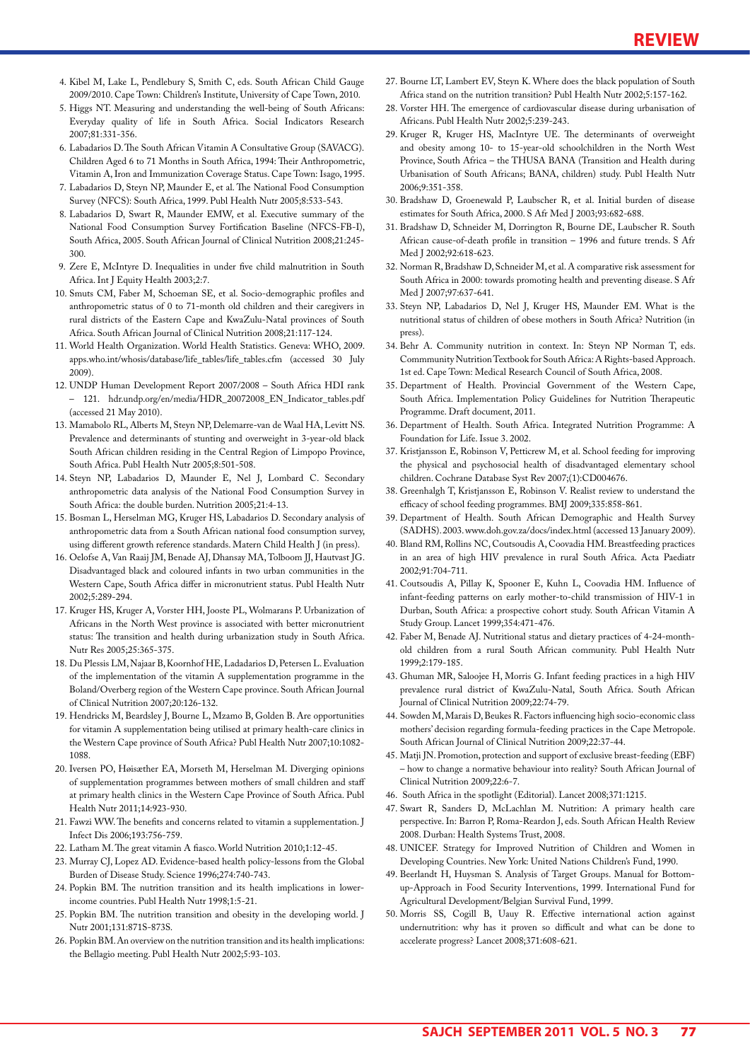4. Kibel M, Lake L, Pendlebury S, Smith C, eds. South African Child Gauge 2009/2010. Cape Town: Children's Institute, University of Cape Town, 2010.
5. Higgs NT. Measuring and understanding the well-being of South Africans: Everyday quality of life in South Africa. Social Indicators Research 2007;81:331-356.
6. Labadarios D. The South African Vitamin A Consultative Group (SAVACG). Children Aged 6 to 71 Months in South Africa, 1994: Their Anthropometric, Vitamin A, Iron and Immunization Coverage Status. Cape Town: Isago, 1995.
7. Labadarios D, Steyn NP, Maunder E, et al. The National Food Consumption Survey (NFCS): South Africa, 1999. Publ Health Nutr 2005;8:533-543.
8. Labadarios D, Swart R, Maunder EMW, et al. Executive summary of the National Food Consumption Survey Fortification Baseline (NFCS-FB-I), South Africa, 2005. South African Journal of Clinical Nutrition 2008;21:245-300.
9. Zere E, McIntyre D. Inequalities in under five child malnutrition in South Africa. Int J Equity Health 2003;2:7.
10. Smuts CM, Faber M, Schoeman SE, et al. Socio-demographic profiles and anthropometric status of 0 to 71-month old children and their caregivers in rural districts of the Eastern Cape and KwaZulu-Natal provinces of South Africa. South African Journal of Clinical Nutrition 2008;21:117-124.
11. World Health Organization. World Health Statistics. Geneva: WHO, 2009. apps.who.int/whosis/database/life_tables/life_tables.cfm (accessed 30 July 2009).
12. UNDP Human Development Report 2007/2008 – South Africa HDI rank – 121. hdr.undp.org/en/media/HDR_20072008_EN_Indicator_tables.pdf (accessed 21 May 2010).
13. Mamabolo RL, Alberts M, Steyn NP, Delemarre-van de Waal HA, Levitt NS. Prevalence and determinants of stunting and overweight in 3-year-old black South African children residing in the Central Region of Limpopo Province, South Africa. Publ Health Nutr 2005;8:501-508.
14. Steyn NP, Labadarios D, Maunder E, Nel J, Lombard C. Secondary anthropometric data analysis of the National Food Consumption Survey in South Africa: the double burden. Nutrition 2005;21:4-13.
15. Bosman L, Herselman MG, Kruger HS, Labadarios D. Secondary analysis of anthropometric data from a South African national food consumption survey, using different growth reference standards. Matern Child Health J (in press).
16. Oelofse A, Van Raaij JM, Benade AJ, Dhansay MA, Tolboom JJ, Hautvast JG. Disadvantaged black and coloured infants in two urban communities in the Western Cape, South Africa differ in micronutrient status. Publ Health Nutr 2002;5:289-294.
17. Kruger HS, Kruger A, Vorster HH, Jooste PL, Wolmarans P. Urbanization of Africans in the North West province is associated with better micronutrient status: The transition and health during urbanization study in South Africa. Nutr Res 2005;25:365-375.
18. Du Plessis LM, Najaar B, Koornhof HE, Ladadarios D, Petersen L. Evaluation of the implementation of the vitamin A supplementation programme in the Boland/Overberg region of the Western Cape province. South African Journal of Clinical Nutrition 2007;20:126-132.
19. Hendricks M, Beardsley J, Bourne L, Mzamo B, Golden B. Are opportunities for vitamin A supplementation being utilised at primary health-care clinics in the Western Cape province of South Africa? Publ Health Nutr 2007;10:1082-1088.
20. Iversen PO, Høisæther EA, Morseth M, Herselman M. Diverging opinions of supplementation programmes between mothers of small children and staff at primary health clinics in the Western Cape Province of South Africa. Publ Health Nutr 2011;14:923-930.
21. Fawzi WW. The benefits and concerns related to vitamin a supplementation. J Infect Dis 2006;193:756-759.
22. Latham M. The great vitamin A fiasco. World Nutrition 2010;1:12-45.
23. Murray CJ, Lopez AD. Evidence-based health policy-lessons from the Global Burden of Disease Study. Science 1996;274:740-743.
24. Popkin BM. The nutrition transition and its health implications in lower-income countries. Publ Health Nutr 1998;1:5-21.
25. Popkin BM. The nutrition transition and obesity in the developing world. J Nutr 2001;131:871S-873S.
26. Popkin BM. An overview on the nutrition transition and its health implications: the Bellagio meeting. Publ Health Nutr 2002;5:93-103.
27. Bourne LT, Lambert EV, Steyn K. Where does the black population of South Africa stand on the nutrition transition? Publ Health Nutr 2002;5:157-162.
28. Vorster HH. The emergence of cardiovascular disease during urbanisation of Africans. Publ Health Nutr 2002;5:239-243.
29. Kruger R, Kruger HS, MacIntyre UE. The determinants of overweight and obesity among 10- to 15-year-old schoolchildren in the North West Province, South Africa – the THUSA BANA (Transition and Health during Urbanisation of South Africans; BANA, children) study. Publ Health Nutr 2006;9:351-358.
30. Bradshaw D, Groenewald P, Laubscher R, et al. Initial burden of disease estimates for South Africa, 2000. S Afr Med J 2003;93:682-688.
31. Bradshaw D, Schneider M, Dorrington R, Bourne DE, Laubscher R. South African cause-of-death profile in transition – 1996 and future trends. S Afr Med J 2002;92:618-623.
32. Norman R, Bradshaw D, Schneider M, et al. A comparative risk assessment for South Africa in 2000: towards promoting health and preventing disease. S Afr Med J 2007;97:637-641.
33. Steyn NP, Labadarios D, Nel J, Kruger HS, Maunder EM. What is the nutritional status of children of obese mothers in South Africa? Nutrition (in press).
34. Behr A. Community nutrition in context. In: Steyn NP Norman T, eds. Commmunity Nutrition Textbook for South Africa: A Rights-based Approach. 1st ed. Cape Town: Medical Research Council of South Africa, 2008.
35. Department of Health. Provincial Government of the Western Cape, South Africa. Implementation Policy Guidelines for Nutrition Therapeutic Programme. Draft document, 2011.
36. Department of Health. South Africa. Integrated Nutrition Programme: A Foundation for Life. Issue 3. 2002.
37. Kristjansson E, Robinson V, Petticrew M, et al. School feeding for improving the physical and psychosocial health of disadvantaged elementary school children. Cochrane Database Syst Rev 2007;(1):CD004676.
38. Greenhalgh T, Kristjansson E, Robinson V. Realist review to understand the efficacy of school feeding programmes. BMJ 2009;335:858-861.
39. Department of Health. South African Demographic and Health Survey (SADHS). 2003. www.doh.gov.za/docs/index.html (accessed 13 January 2009).
40. Bland RM, Rollins NC, Coutsoudis A, Coovadia HM. Breastfeeding practices in an area of high HIV prevalence in rural South Africa. Acta Paediatr 2002;91:704-711.
41. Coutsoudis A, Pillay K, Spooner E, Kuhn L, Coovadia HM. Influence of infant-feeding patterns on early mother-to-child transmission of HIV-1 in Durban, South Africa: a prospective cohort study. South African Vitamin A Study Group. Lancet 1999;354:471-476.
42. Faber M, Benade AJ. Nutritional status and dietary practices of 4-24-month-old children from a rural South African community. Publ Health Nutr 1999;2:179-185.
43. Ghuman MR, Saloojee H, Morris G. Infant feeding practices in a high HIV prevalence rural district of KwaZulu-Natal, South Africa. South African Journal of Clinical Nutrition 2009;22:74-79.
44. Sowden M, Marais D, Beukes R. Factors influencing high socio-economic class mothers' decision regarding formula-feeding practices in the Cape Metropole. South African Journal of Clinical Nutrition 2009;22:37-44.
45. Matji JN. Promotion, protection and support of exclusive breast-feeding (EBF) – how to change a normative behaviour into reality? South African Journal of Clinical Nutrition 2009;22:6-7.
46. South Africa in the spotlight (Editorial). Lancet 2008;371:1215.
47. Swart R, Sanders D, McLachlan M. Nutrition: A primary health care perspective. In: Barron P, Roma-Reardon J, eds. South African Health Review 2008. Durban: Health Systems Trust, 2008.
48. UNICEF. Strategy for Improved Nutrition of Children and Women in Developing Countries. New York: United Nations Children's Fund, 1990.
49. Beerlandt H, Huysman S. Analysis of Target Groups. Manual for Bottom-up-Approach in Food Security Interventions, 1999. International Fund for Agricultural Development/Belgian Survival Fund, 1999.
50. Morris SS, Cogill B, Uauy R. Effective international action against undernutrition: why has it proven so difficult and what can be done to accelerate progress? Lancet 2008;371:608-621.